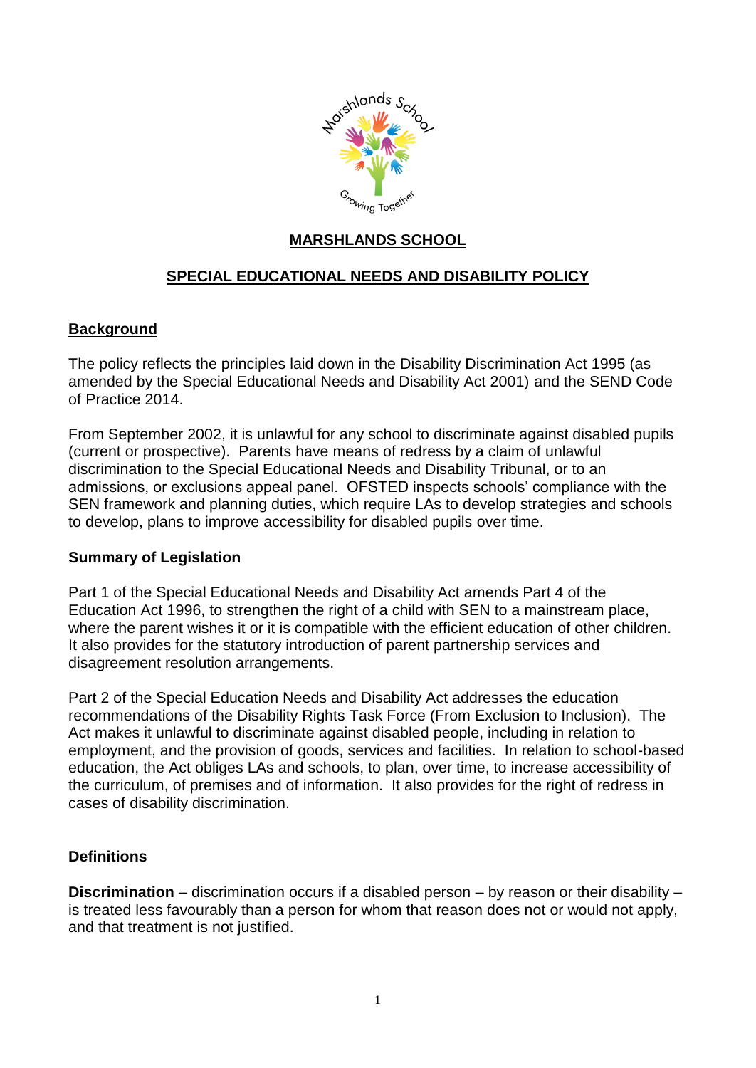# MARSHLANDS SCHOOL

## SPECIAL EDUCATIONAL NEEDS AND DISABILITY POLICY

### Background

The policy reflects the principles laid down in the Disability Discrimination Act 1995 (as amended by the Special Educational Needs and Disability Act 2001) and the SEND Code of Practice 2014.

From September 2002, it is unlawful for any school to discriminate against disabled pupils (current or prospective). Parents have means of redress by a claim of unlawful discrimination to the Special Educational Needs and Disability Tribunal, or to an admissions, or exclusions appeal panel. OFSTED inspects schools' compliance with the SEN framework and planning duties, which require LAs to develop strategies and schools to develop, plans to improve accessibility for disabled pupils over time.

### Summary of Legislation

Part 1 of the Special Educational Needs and Disability Act amends Part 4 of the Education Act 1996, to strengthen the right of a child with SEN to a mainstream place, where the parent wishes it or it is compatible with the efficient education of other children. It also provides for the statutory introduction of parent partnership services and disagreement resolution arrangements.

Part 2 of the Special Education Needs and Disability Act addresses the education recommendations of the Disability Rights Task Force (From Exclusion to Inclusion). The Act makes it unlawful to discriminate against disabled people, including in relation to employment, and the provision of goods, services and facilities. In relation to school-based education, the Act obliges LAs and schools, to plan, over time, to increase accessibility of the curriculum, of premises and of information. It also provides for the right of redress in cases of disability discrimination.

### Definitions

**Discrimination** – discrimination occurs if a disabled person – by reason or their disability – is treated less favourably than a person for whom that reason does not or would not apply, and that treatment is not justified.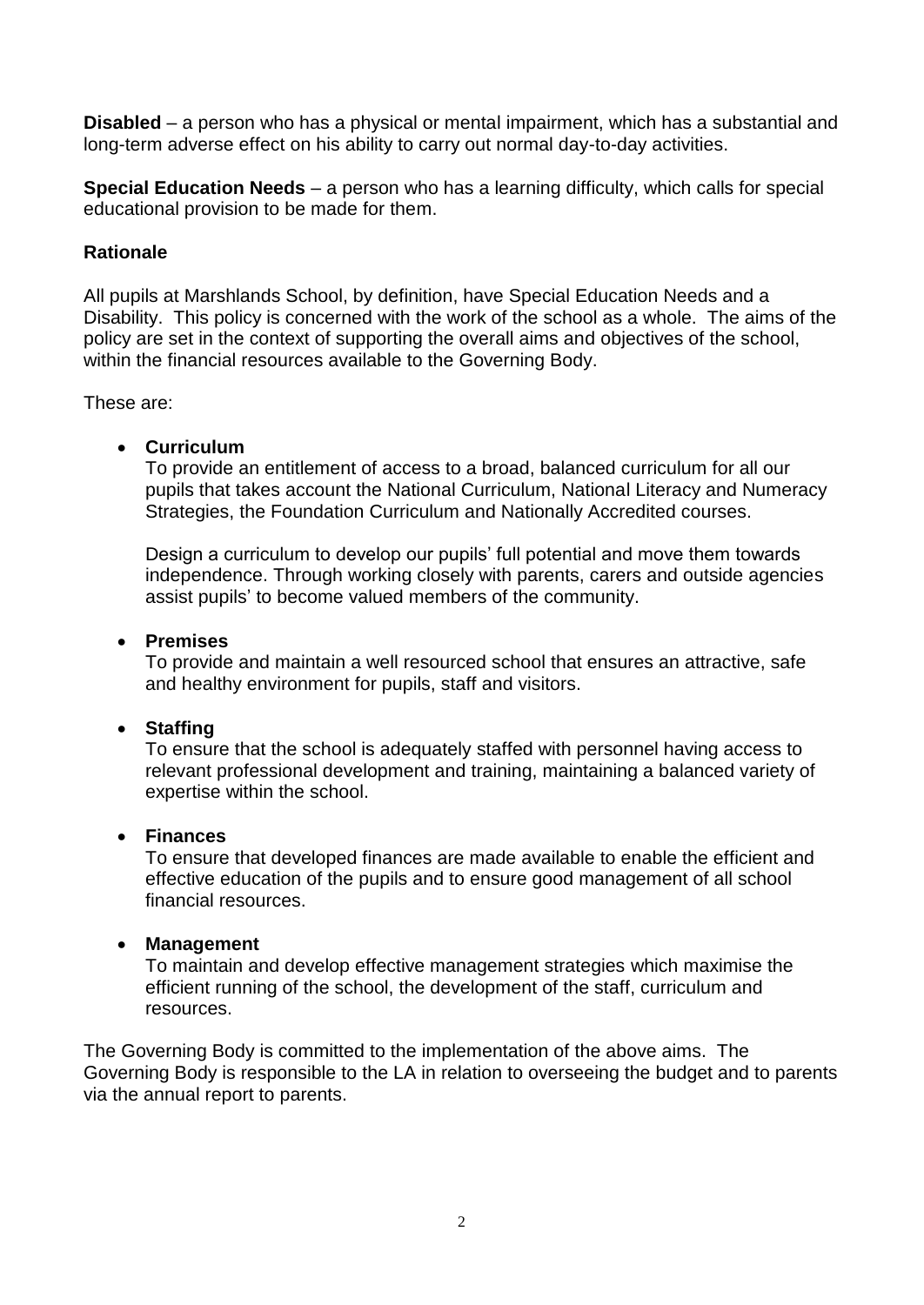**Disabled** – a person who has a physical or mental impairment, which has a substantial and long-term adverse effect on his ability to carry out normal day-to-day activities.

**Special Education Needs** – a person who has a learning difficulty, which calls for special educational provision to be made for them.

**Rationale**

All pupils at Marshlands School, by definition, have Special Education Needs and a Disability. This policy is concerned with the work of the school as a whole. The aims of the policy are set in the context of supporting the overall aims and objectives of the school, within the financial resources available to the Governing Body.

These are:

- **Curriculum**
  To provide an entitlement of access to a broad, balanced curriculum for all our pupils that takes account the National Curriculum, National Literacy and Numeracy Strategies, the Foundation Curriculum and Nationally Accredited courses.

  Design a curriculum to develop our pupils' full potential and move them towards independence. Through working closely with parents, carers and outside agencies assist pupils' to become valued members of the community.

- **Premises**
  To provide and maintain a well resourced school that ensures an attractive, safe and healthy environment for pupils, staff and visitors.

- **Staffing**
  To ensure that the school is adequately staffed with personnel having access to relevant professional development and training, maintaining a balanced variety of expertise within the school.

- **Finances**
  To ensure that developed finances are made available to enable the efficient and effective education of the pupils and to ensure good management of all school financial resources.

- **Management**
  To maintain and develop effective management strategies which maximise the efficient running of the school, the development of the staff, curriculum and resources.

The Governing Body is committed to the implementation of the above aims. The Governing Body is responsible to the LA in relation to overseeing the budget and to parents via the annual report to parents.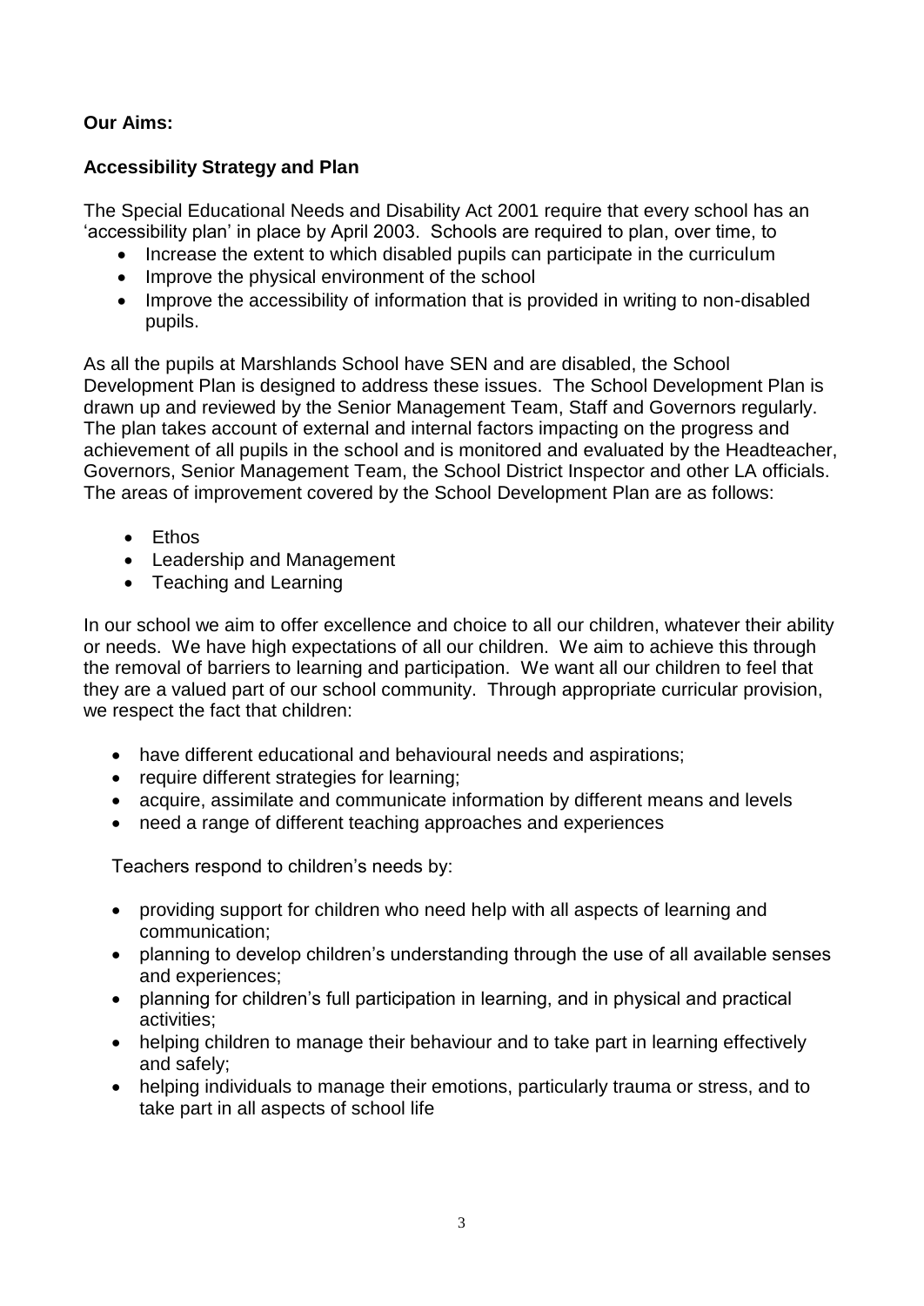**Our Aims:**

**Accessibility Strategy and Plan**

The Special Educational Needs and Disability Act 2001 require that every school has an 'accessibility plan' in place by April 2003. Schools are required to plan, over time, to

- Increase the extent to which disabled pupils can participate in the curriculum
- Improve the physical environment of the school
- Improve the accessibility of information that is provided in writing to non-disabled pupils.

As all the pupils at Marshlands School have SEN and are disabled, the School Development Plan is designed to address these issues. The School Development Plan is drawn up and reviewed by the Senior Management Team, Staff and Governors regularly. The plan takes account of external and internal factors impacting on the progress and achievement of all pupils in the school and is monitored and evaluated by the Headteacher, Governors, Senior Management Team, the School District Inspector and other LA officials. The areas of improvement covered by the School Development Plan are as follows:

- Ethos
- Leadership and Management
- Teaching and Learning

In our school we aim to offer excellence and choice to all our children, whatever their ability or needs. We have high expectations of all our children. We aim to achieve this through the removal of barriers to learning and participation. We want all our children to feel that they are a valued part of our school community. Through appropriate curricular provision, we respect the fact that children:

- have different educational and behavioural needs and aspirations;
- require different strategies for learning;
- acquire, assimilate and communicate information by different means and levels
- need a range of different teaching approaches and experiences

Teachers respond to children's needs by:

- providing support for children who need help with all aspects of learning and communication;
- planning to develop children's understanding through the use of all available senses and experiences;
- planning for children's full participation in learning, and in physical and practical activities;
- helping children to manage their behaviour and to take part in learning effectively and safely;
- helping individuals to manage their emotions, particularly trauma or stress, and to take part in all aspects of school life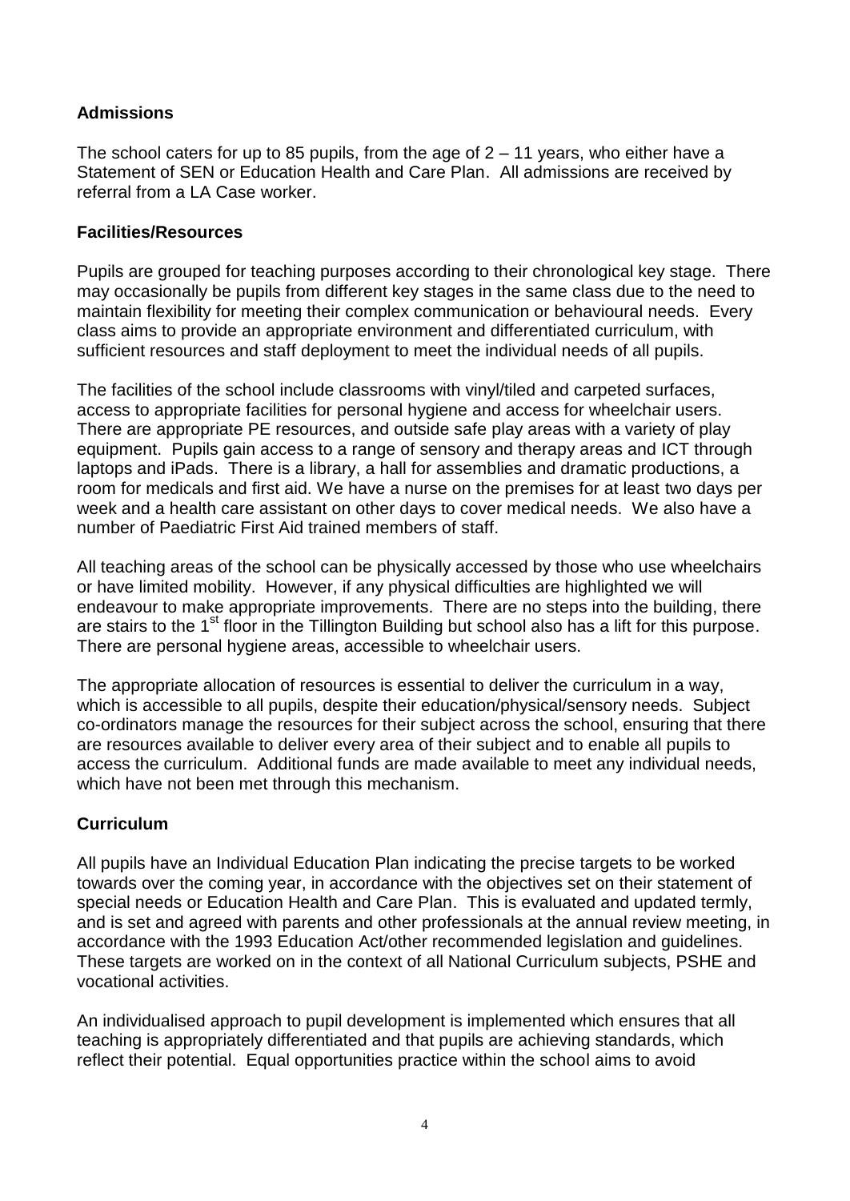**Admissions**

The school caters for up to 85 pupils, from the age of 2 – 11 years, who either have a Statement of SEN or Education Health and Care Plan. All admissions are received by referral from a LA Case worker.

**Facilities/Resources**

Pupils are grouped for teaching purposes according to their chronological key stage. There may occasionally be pupils from different key stages in the same class due to the need to maintain flexibility for meeting their complex communication or behavioural needs. Every class aims to provide an appropriate environment and differentiated curriculum, with sufficient resources and staff deployment to meet the individual needs of all pupils.

The facilities of the school include classrooms with vinyl/tiled and carpeted surfaces, access to appropriate facilities for personal hygiene and access for wheelchair users. There are appropriate PE resources, and outside safe play areas with a variety of play equipment. Pupils gain access to a range of sensory and therapy areas and ICT through laptops and iPads. There is a library, a hall for assemblies and dramatic productions, a room for medicals and first aid. We have a nurse on the premises for at least two days per week and a health care assistant on other days to cover medical needs. We also have a number of Paediatric First Aid trained members of staff.

All teaching areas of the school can be physically accessed by those who use wheelchairs or have limited mobility. However, if any physical difficulties are highlighted we will endeavour to make appropriate improvements. There are no steps into the building, there are stairs to the 1st floor in the Tillington Building but school also has a lift for this purpose. There are personal hygiene areas, accessible to wheelchair users.

The appropriate allocation of resources is essential to deliver the curriculum in a way, which is accessible to all pupils, despite their education/physical/sensory needs. Subject co-ordinators manage the resources for their subject across the school, ensuring that there are resources available to deliver every area of their subject and to enable all pupils to access the curriculum. Additional funds are made available to meet any individual needs, which have not been met through this mechanism.

**Curriculum**

All pupils have an Individual Education Plan indicating the precise targets to be worked towards over the coming year, in accordance with the objectives set on their statement of special needs or Education Health and Care Plan. This is evaluated and updated termly, and is set and agreed with parents and other professionals at the annual review meeting, in accordance with the 1993 Education Act/other recommended legislation and guidelines. These targets are worked on in the context of all National Curriculum subjects, PSHE and vocational activities.

An individualised approach to pupil development is implemented which ensures that all teaching is appropriately differentiated and that pupils are achieving standards, which reflect their potential. Equal opportunities practice within the school aims to avoid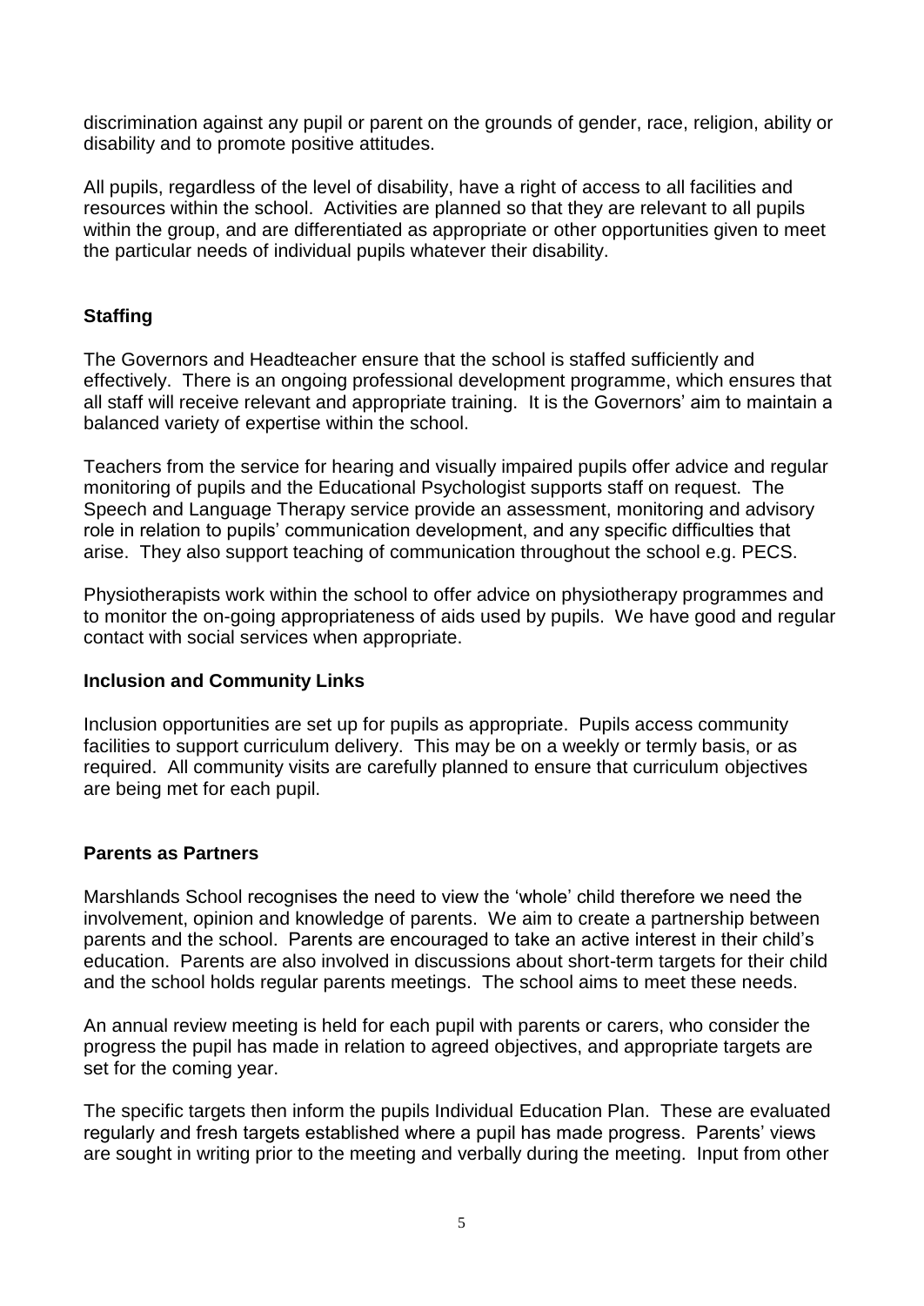discrimination against any pupil or parent on the grounds of gender, race, religion, ability or disability and to promote positive attitudes.

All pupils, regardless of the level of disability, have a right of access to all facilities and resources within the school. Activities are planned so that they are relevant to all pupils within the group, and are differentiated as appropriate or other opportunities given to meet the particular needs of individual pupils whatever their disability.

**Staffing**

The Governors and Headteacher ensure that the school is staffed sufficiently and effectively. There is an ongoing professional development programme, which ensures that all staff will receive relevant and appropriate training. It is the Governors' aim to maintain a balanced variety of expertise within the school.

Teachers from the service for hearing and visually impaired pupils offer advice and regular monitoring of pupils and the Educational Psychologist supports staff on request. The Speech and Language Therapy service provide an assessment, monitoring and advisory role in relation to pupils' communication development, and any specific difficulties that arise. They also support teaching of communication throughout the school e.g. PECS.

Physiotherapists work within the school to offer advice on physiotherapy programmes and to monitor the on-going appropriateness of aids used by pupils. We have good and regular contact with social services when appropriate.

**Inclusion and Community Links**

Inclusion opportunities are set up for pupils as appropriate. Pupils access community facilities to support curriculum delivery. This may be on a weekly or termly basis, or as required. All community visits are carefully planned to ensure that curriculum objectives are being met for each pupil.

**Parents as Partners**

Marshlands School recognises the need to view the 'whole' child therefore we need the involvement, opinion and knowledge of parents. We aim to create a partnership between parents and the school. Parents are encouraged to take an active interest in their child's education. Parents are also involved in discussions about short-term targets for their child and the school holds regular parents meetings. The school aims to meet these needs.

An annual review meeting is held for each pupil with parents or carers, who consider the progress the pupil has made in relation to agreed objectives, and appropriate targets are set for the coming year.

The specific targets then inform the pupils Individual Education Plan. These are evaluated regularly and fresh targets established where a pupil has made progress. Parents' views are sought in writing prior to the meeting and verbally during the meeting. Input from other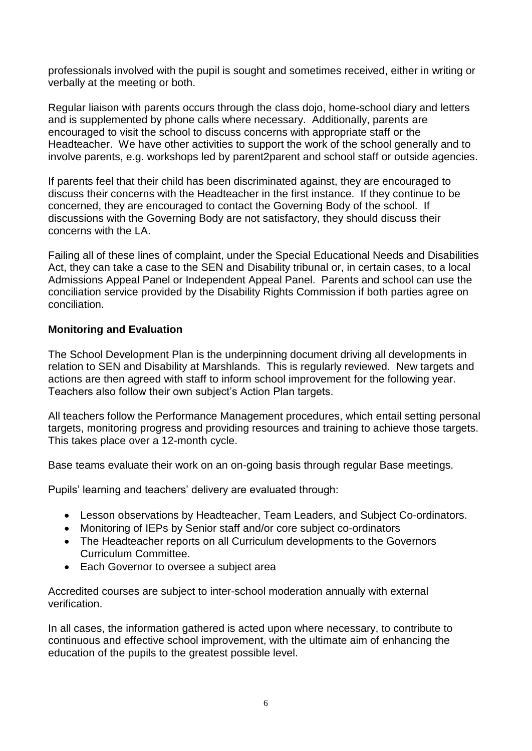professionals involved with the pupil is sought and sometimes received, either in writing or verbally at the meeting or both.

Regular liaison with parents occurs through the class dojo, home-school diary and letters and is supplemented by phone calls where necessary. Additionally, parents are encouraged to visit the school to discuss concerns with appropriate staff or the Headteacher. We have other activities to support the work of the school generally and to involve parents, e.g. workshops led by parent2parent and school staff or outside agencies.

If parents feel that their child has been discriminated against, they are encouraged to discuss their concerns with the Headteacher in the first instance. If they continue to be concerned, they are encouraged to contact the Governing Body of the school. If discussions with the Governing Body are not satisfactory, they should discuss their concerns with the LA.

Failing all of these lines of complaint, under the Special Educational Needs and Disabilities Act, they can take a case to the SEN and Disability tribunal or, in certain cases, to a local Admissions Appeal Panel or Independent Appeal Panel. Parents and school can use the conciliation service provided by the Disability Rights Commission if both parties agree on conciliation.

**Monitoring and Evaluation**

The School Development Plan is the underpinning document driving all developments in relation to SEN and Disability at Marshlands. This is regularly reviewed. New targets and actions are then agreed with staff to inform school improvement for the following year. Teachers also follow their own subject's Action Plan targets.

All teachers follow the Performance Management procedures, which entail setting personal targets, monitoring progress and providing resources and training to achieve those targets. This takes place over a 12-month cycle.

Base teams evaluate their work on an on-going basis through regular Base meetings.

Pupils' learning and teachers' delivery are evaluated through:

- Lesson observations by Headteacher, Team Leaders, and Subject Co-ordinators.
- Monitoring of IEPs by Senior staff and/or core subject co-ordinators
- The Headteacher reports on all Curriculum developments to the Governors Curriculum Committee.
- Each Governor to oversee a subject area

Accredited courses are subject to inter-school moderation annually with external verification.

In all cases, the information gathered is acted upon where necessary, to contribute to continuous and effective school improvement, with the ultimate aim of enhancing the education of the pupils to the greatest possible level.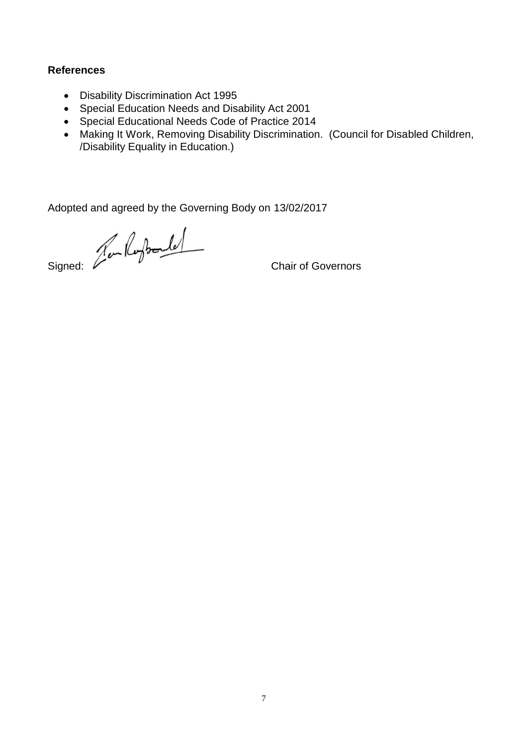**References**

- Disability Discrimination Act 1995
- Special Education Needs and Disability Act 2001
- Special Educational Needs Code of Practice 2014
- Making It Work, Removing Disability Discrimination. (Council for Disabled Children, /Disability Equality in Education.)

Adopted and agreed by the Governing Body on 13/02/2017

Signed: Chair of Governors